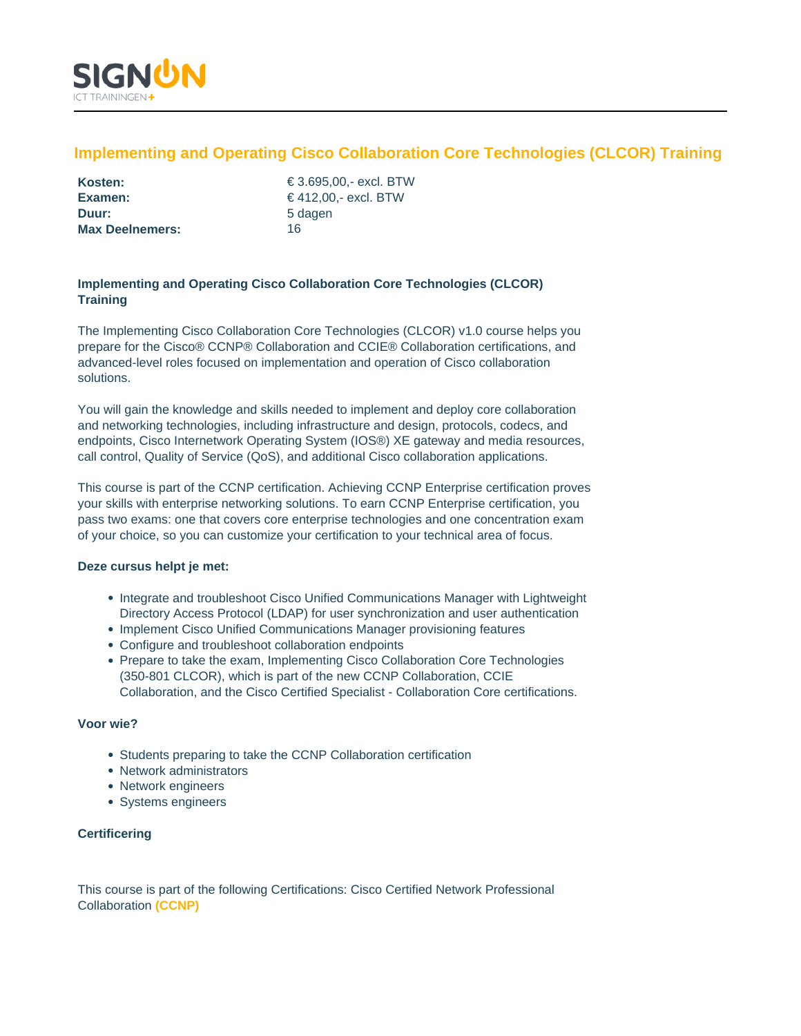# Implementing and Operating Cisco Collaboration Core Technologies (CLCOR) Training

| | |
|---|---|
| **Kosten:** | € 3.695,00,- excl. BTW |
| **Examen:** | € 412,00,- excl. BTW |
| **Duur:** | 5 dagen |
| **Max Deelnemers:** | 16 |

### Implementing and Operating Cisco Collaboration Core Technologies (CLCOR) Training

The Implementing Cisco Collaboration Core Technologies (CLCOR) v1.0 course helps you prepare for the Cisco® CCNP® Collaboration and CCIE® Collaboration certifications, and advanced-level roles focused on implementation and operation of Cisco collaboration solutions.

You will gain the knowledge and skills needed to implement and deploy core collaboration and networking technologies, including infrastructure and design, protocols, codecs, and endpoints, Cisco Internetwork Operating System (IOS®) XE gateway and media resources, call control, Quality of Service (QoS), and additional Cisco collaboration applications.

This course is part of the CCNP certification. Achieving CCNP Enterprise certification proves your skills with enterprise networking solutions. To earn CCNP Enterprise certification, you pass two exams: one that covers core enterprise technologies and one concentration exam of your choice, so you can customize your certification to your technical area of focus.

### Deze cursus helpt je met:

- Integrate and troubleshoot Cisco Unified Communications Manager with Lightweight Directory Access Protocol (LDAP) for user synchronization and user authentication
- Implement Cisco Unified Communications Manager provisioning features
- Configure and troubleshoot collaboration endpoints
- Prepare to take the exam, Implementing Cisco Collaboration Core Technologies (350-801 CLCOR), which is part of the new CCNP Collaboration, CCIE Collaboration, and the Cisco Certified Specialist - Collaboration Core certifications.

### Voor wie?

- Students preparing to take the CCNP Collaboration certification
- Network administrators
- Network engineers
- Systems engineers

### Certificering

This course is part of the following Certifications: Cisco Certified Network Professional Collaboration **(CCNP)**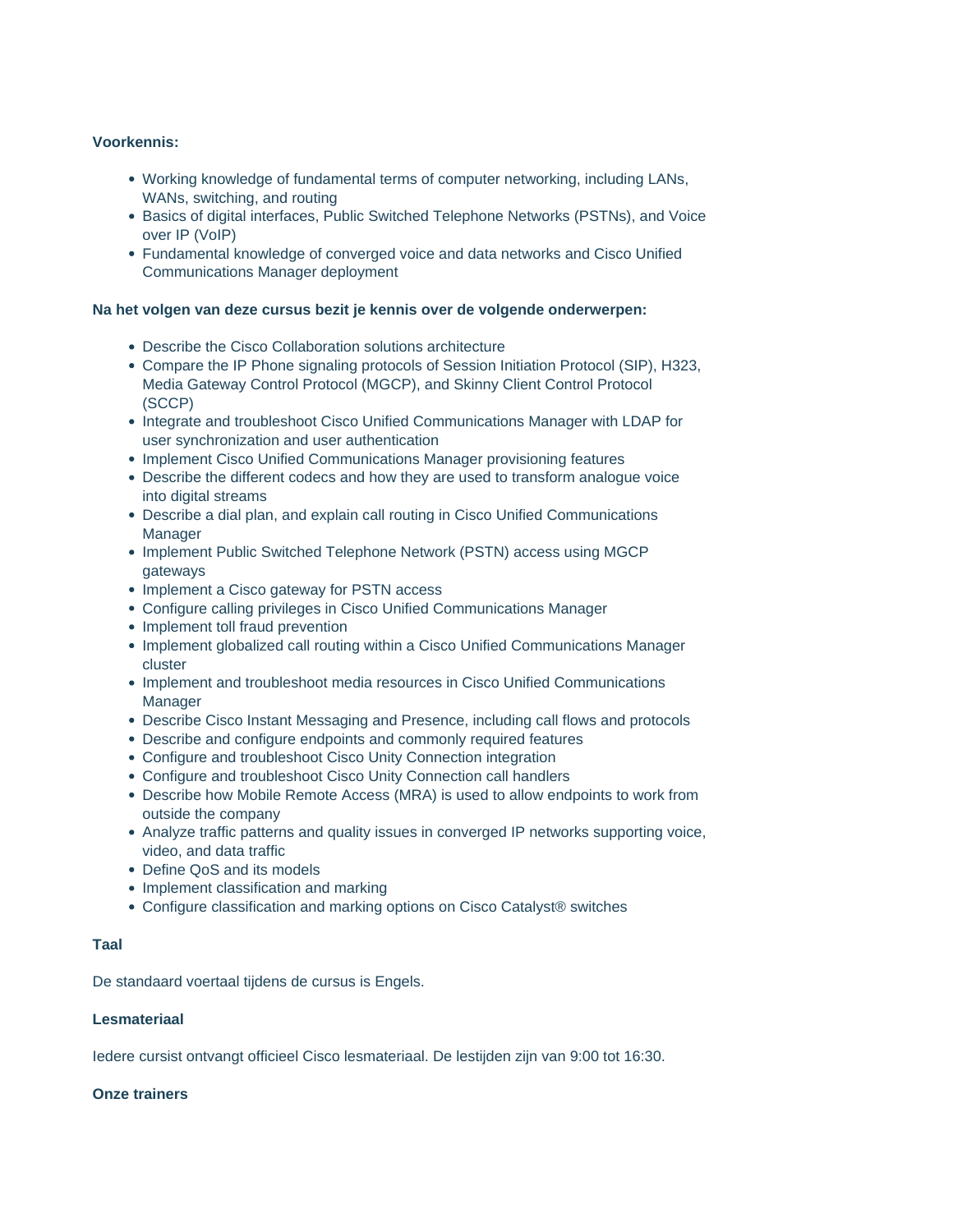**Voorkennis:**

- Working knowledge of fundamental terms of computer networking, including LANs, WANs, switching, and routing
- Basics of digital interfaces, Public Switched Telephone Networks (PSTNs), and Voice over IP (VoIP)
- Fundamental knowledge of converged voice and data networks and Cisco Unified Communications Manager deployment

**Na het volgen van deze cursus bezit je kennis over de volgende onderwerpen:**

- Describe the Cisco Collaboration solutions architecture
- Compare the IP Phone signaling protocols of Session Initiation Protocol (SIP), H323, Media Gateway Control Protocol (MGCP), and Skinny Client Control Protocol (SCCP)
- Integrate and troubleshoot Cisco Unified Communications Manager with LDAP for user synchronization and user authentication
- Implement Cisco Unified Communications Manager provisioning features
- Describe the different codecs and how they are used to transform analogue voice into digital streams
- Describe a dial plan, and explain call routing in Cisco Unified Communications Manager
- Implement Public Switched Telephone Network (PSTN) access using MGCP gateways
- Implement a Cisco gateway for PSTN access
- Configure calling privileges in Cisco Unified Communications Manager
- Implement toll fraud prevention
- Implement globalized call routing within a Cisco Unified Communications Manager cluster
- Implement and troubleshoot media resources in Cisco Unified Communications Manager
- Describe Cisco Instant Messaging and Presence, including call flows and protocols
- Describe and configure endpoints and commonly required features
- Configure and troubleshoot Cisco Unity Connection integration
- Configure and troubleshoot Cisco Unity Connection call handlers
- Describe how Mobile Remote Access (MRA) is used to allow endpoints to work from outside the company
- Analyze traffic patterns and quality issues in converged IP networks supporting voice, video, and data traffic
- Define QoS and its models
- Implement classification and marking
- Configure classification and marking options on Cisco Catalyst® switches

**Taal**

De standaard voertaal tijdens de cursus is Engels.

**Lesmateriaal**

Iedere cursist ontvangt officieel Cisco lesmateriaal. De lestijden zijn van 9:00 tot 16:30.

**Onze trainers**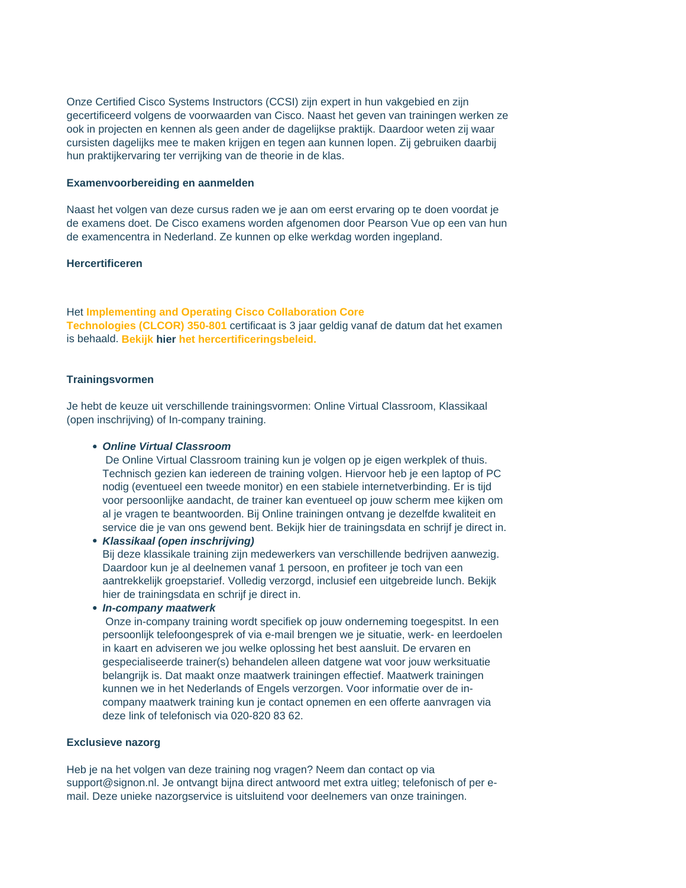Onze Certified Cisco Systems Instructors (CCSI) zijn expert in hun vakgebied en zijn gecertificeerd volgens de voorwaarden van Cisco. Naast het geven van trainingen werken ze ook in projecten en kennen als geen ander de dagelijkse praktijk. Daardoor weten zij waar cursisten dagelijks mee te maken krijgen en tegen aan kunnen lopen. Zij gebruiken daarbij hun praktijkervaring ter verrijking van de theorie in de klas.

**Examenvoorbereiding en aanmelden**

Naast het volgen van deze cursus raden we je aan om eerst ervaring op te doen voordat je de examens doet. De Cisco examens worden afgenomen door Pearson Vue op een van hun de examencentra in Nederland. Ze kunnen op elke werkdag worden ingepland.

**Hercertificeren**

Het **Implementing and Operating Cisco Collaboration Core Technologies (CLCOR) 350-801** certificaat is 3 jaar geldig vanaf de datum dat het examen is behaald. **Bekijk hier het hercertificeringsbeleid.**

**Trainingsvormen**

Je hebt de keuze uit verschillende trainingsvormen: Online Virtual Classroom, Klassikaal (open inschrijving) of In-company training.

- ***Online Virtual Classroom***
  De Online Virtual Classroom training kun je volgen op je eigen werkplek of thuis. Technisch gezien kan iedereen de training volgen. Hiervoor heb je een laptop of PC nodig (eventueel een tweede monitor) en een stabiele internetverbinding. Er is tijd voor persoonlijke aandacht, de trainer kan eventueel op jouw scherm mee kijken om al je vragen te beantwoorden. Bij Online trainingen ontvang je dezelfde kwaliteit en service die je van ons gewend bent. Bekijk hier de trainingsdata en schrijf je direct in.
- ***Klassikaal (open inschrijving)***
  Bij deze klassikale training zijn medewerkers van verschillende bedrijven aanwezig. Daardoor kun je al deelnemen vanaf 1 persoon, en profiteer je toch van een aantrekkelijk groepstarief. Volledig verzorgd, inclusief een uitgebreide lunch. Bekijk hier de trainingsdata en schrijf je direct in.
- ***In-company maatwerk***
  Onze in-company training wordt specifiek op jouw onderneming toegespitst. In een persoonlijk telefoongesprek of via e-mail brengen we je situatie, werk- en leerdoelen in kaart en adviseren we jou welke oplossing het best aansluit. De ervaren en gespecialiseerde trainer(s) behandelen alleen datgene wat voor jouw werksituatie belangrijk is. Dat maakt onze maatwerk trainingen effectief. Maatwerk trainingen kunnen we in het Nederlands of Engels verzorgen. Voor informatie over de in-company maatwerk training kun je contact opnemen en een offerte aanvragen via deze link of telefonisch via 020-820 83 62.

**Exclusieve nazorg**

Heb je na het volgen van deze training nog vragen? Neem dan contact op via support@signon.nl. Je ontvangt bijna direct antwoord met extra uitleg; telefonisch of per e-mail. Deze unieke nazorgservice is uitsluitend voor deelnemers van onze trainingen.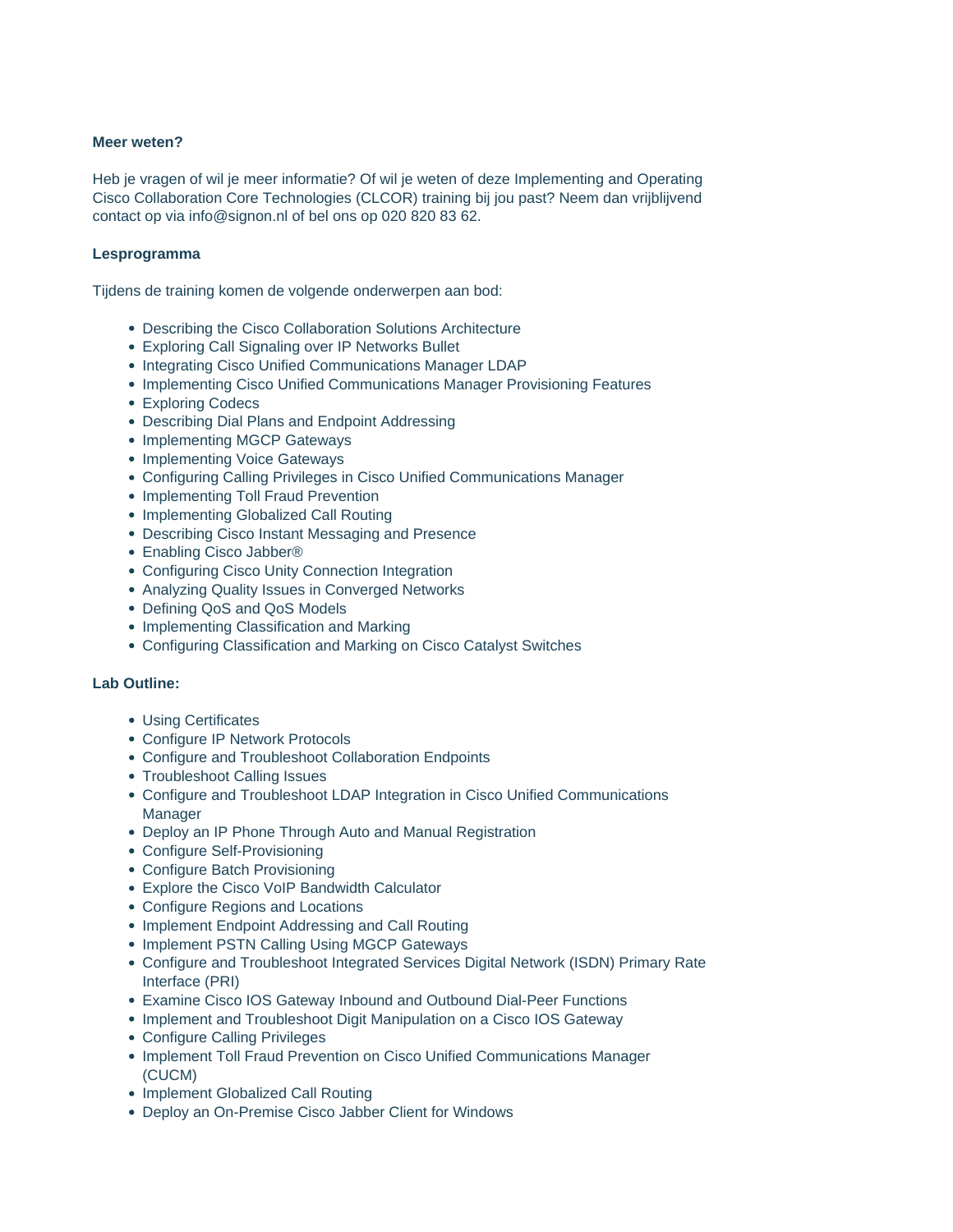**Meer weten?**

Heb je vragen of wil je meer informatie? Of wil je weten of deze Implementing and Operating Cisco Collaboration Core Technologies (CLCOR) training bij jou past? Neem dan vrijblijvend contact op via info@signon.nl of bel ons op 020 820 83 62.

**Lesprogramma**

Tijdens de training komen de volgende onderwerpen aan bod:

- Describing the Cisco Collaboration Solutions Architecture
- Exploring Call Signaling over IP Networks Bullet
- Integrating Cisco Unified Communications Manager LDAP
- Implementing Cisco Unified Communications Manager Provisioning Features
- Exploring Codecs
- Describing Dial Plans and Endpoint Addressing
- Implementing MGCP Gateways
- Implementing Voice Gateways
- Configuring Calling Privileges in Cisco Unified Communications Manager
- Implementing Toll Fraud Prevention
- Implementing Globalized Call Routing
- Describing Cisco Instant Messaging and Presence
- Enabling Cisco Jabber®
- Configuring Cisco Unity Connection Integration
- Analyzing Quality Issues in Converged Networks
- Defining QoS and QoS Models
- Implementing Classification and Marking
- Configuring Classification and Marking on Cisco Catalyst Switches

**Lab Outline:**

- Using Certificates
- Configure IP Network Protocols
- Configure and Troubleshoot Collaboration Endpoints
- Troubleshoot Calling Issues
- Configure and Troubleshoot LDAP Integration in Cisco Unified Communications Manager
- Deploy an IP Phone Through Auto and Manual Registration
- Configure Self-Provisioning
- Configure Batch Provisioning
- Explore the Cisco VoIP Bandwidth Calculator
- Configure Regions and Locations
- Implement Endpoint Addressing and Call Routing
- Implement PSTN Calling Using MGCP Gateways
- Configure and Troubleshoot Integrated Services Digital Network (ISDN) Primary Rate Interface (PRI)
- Examine Cisco IOS Gateway Inbound and Outbound Dial-Peer Functions
- Implement and Troubleshoot Digit Manipulation on a Cisco IOS Gateway
- Configure Calling Privileges
- Implement Toll Fraud Prevention on Cisco Unified Communications Manager (CUCM)
- Implement Globalized Call Routing
- Deploy an On-Premise Cisco Jabber Client for Windows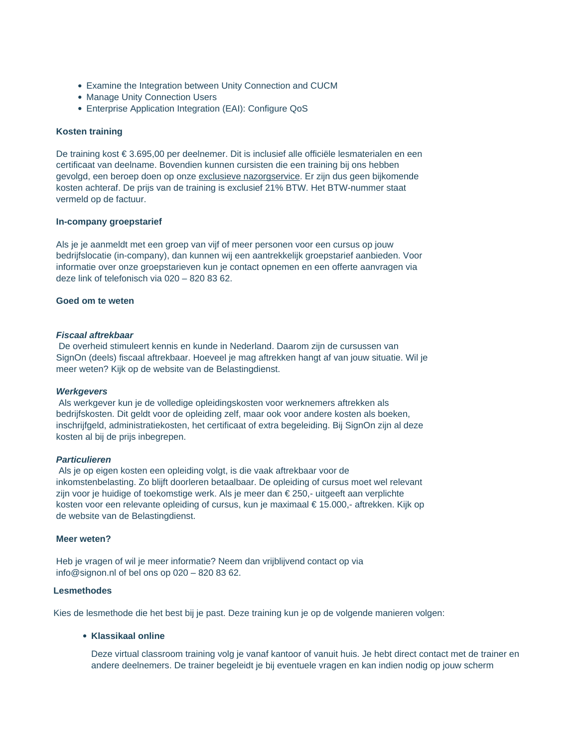- Examine the Integration between Unity Connection and CUCM
- Manage Unity Connection Users
- Enterprise Application Integration (EAI): Configure QoS

**Kosten training**

De training kost € 3.695,00 per deelnemer. Dit is inclusief alle officiële lesmaterialen en een certificaat van deelname. Bovendien kunnen cursisten die een training bij ons hebben gevolgd, een beroep doen op onze exclusieve nazorgservice. Er zijn dus geen bijkomende kosten achteraf. De prijs van de training is exclusief 21% BTW. Het BTW-nummer staat vermeld op de factuur.

**In-company groepstarief**

Als je je aanmeldt met een groep van vijf of meer personen voor een cursus op jouw bedrijfslocatie (in-company), dan kunnen wij een aantrekkelijk groepstarief aanbieden. Voor informatie over onze groepstarieven kun je contact opnemen en een offerte aanvragen via deze link of telefonisch via 020 – 820 83 62.

**Goed om te weten**

***Fiscaal aftrekbaar***
De overheid stimuleert kennis en kunde in Nederland. Daarom zijn de cursussen van SignOn (deels) fiscaal aftrekbaar. Hoeveel je mag aftrekken hangt af van jouw situatie. Wil je meer weten? Kijk op de website van de Belastingdienst.

***Werkgevers***
Als werkgever kun je de volledige opleidingskosten voor werknemers aftrekken als bedrijfskosten. Dit geldt voor de opleiding zelf, maar ook voor andere kosten als boeken, inschrijfgeld, administratiekosten, het certificaat of extra begeleiding. Bij SignOn zijn al deze kosten al bij de prijs inbegrepen.

***Particulieren***
Als je op eigen kosten een opleiding volgt, is die vaak aftrekbaar voor de inkomstenbelasting. Zo blijft doorleren betaalbaar. De opleiding of cursus moet wel relevant zijn voor je huidige of toekomstige werk. Als je meer dan € 250,- uitgeeft aan verplichte kosten voor een relevante opleiding of cursus, kun je maximaal € 15.000,- aftrekken. Kijk op de website van de Belastingdienst.

**Meer weten?**

Heb je vragen of wil je meer informatie? Neem dan vrijblijvend contact op via info@signon.nl of bel ons op 020 – 820 83 62.

**Lesmethodes**

Kies de lesmethode die het best bij je past. Deze training kun je op de volgende manieren volgen:

- **Klassikaal online**

  Deze virtual classroom training volg je vanaf kantoor of vanuit huis. Je hebt direct contact met de trainer en andere deelnemers. De trainer begeleidt je bij eventuele vragen en kan indien nodig op jouw scherm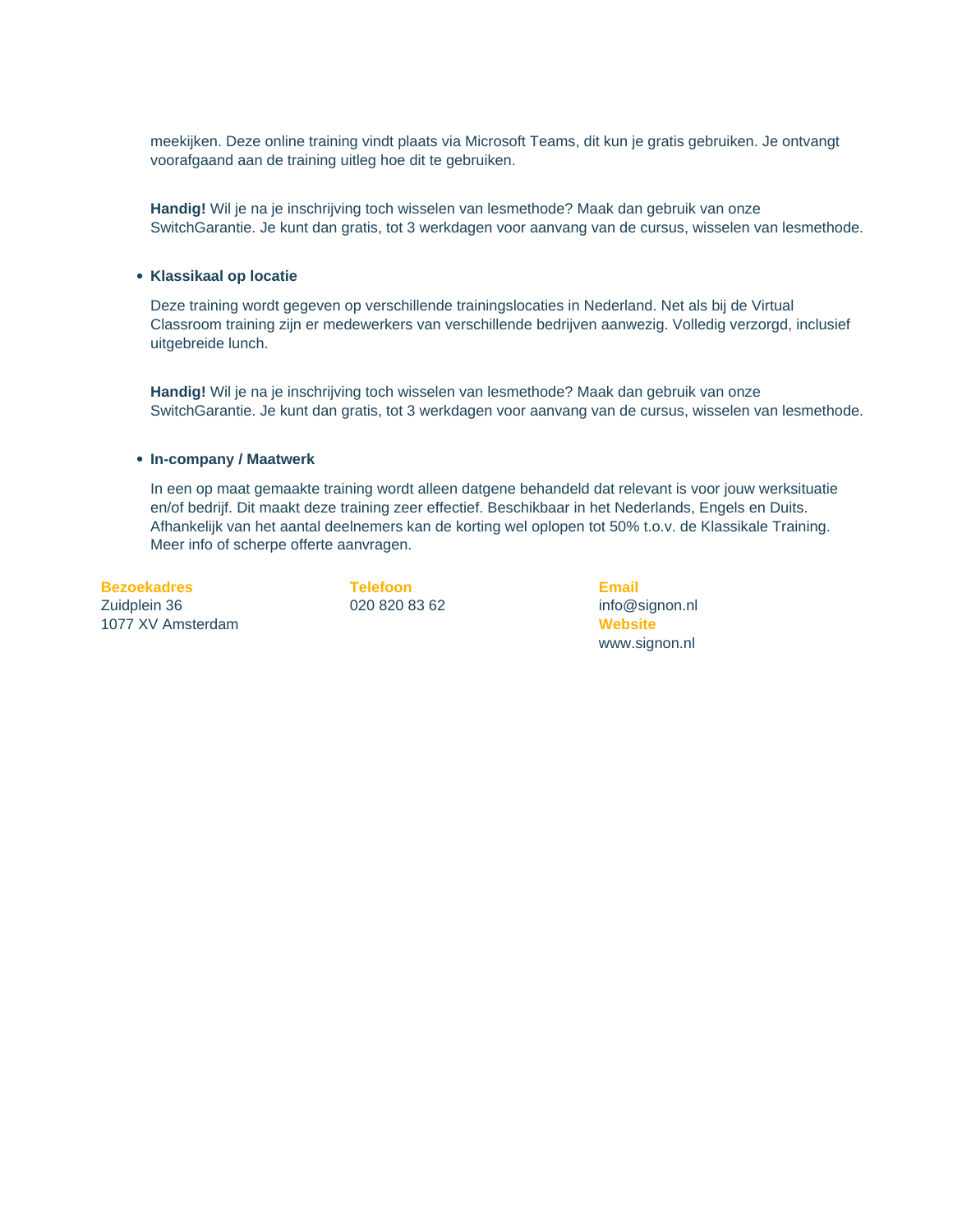meekijken. Deze online training vindt plaats via Microsoft Teams, dit kun je gratis gebruiken. Je ontvangt voorafgaand aan de training uitleg hoe dit te gebruiken.

**Handig!** Wil je na je inschrijving toch wisselen van lesmethode? Maak dan gebruik van onze SwitchGarantie. Je kunt dan gratis, tot 3 werkdagen voor aanvang van de cursus, wisselen van lesmethode.

- **Klassikaal op locatie**

  Deze training wordt gegeven op verschillende trainingslocaties in Nederland. Net als bij de Virtual Classroom training zijn er medewerkers van verschillende bedrijven aanwezig. Volledig verzorgd, inclusief uitgebreide lunch.

  **Handig!** Wil je na je inschrijving toch wisselen van lesmethode? Maak dan gebruik van onze SwitchGarantie. Je kunt dan gratis, tot 3 werkdagen voor aanvang van de cursus, wisselen van lesmethode.

- **In-company / Maatwerk**

  In een op maat gemaakte training wordt alleen datgene behandeld dat relevant is voor jouw werksituatie en/of bedrijf. Dit maakt deze training zeer effectief. Beschikbaar in het Nederlands, Engels en Duits. Afhankelijk van het aantal deelnemers kan de korting wel oplopen tot 50% t.o.v. de Klassikale Training. Meer info of scherpe offerte aanvragen.

**Bezoekadres**
Zuidplein 36
1077 XV Amsterdam

**Telefoon**
020 820 83 62

**Email**
info@signon.nl

**Website**
www.signon.nl